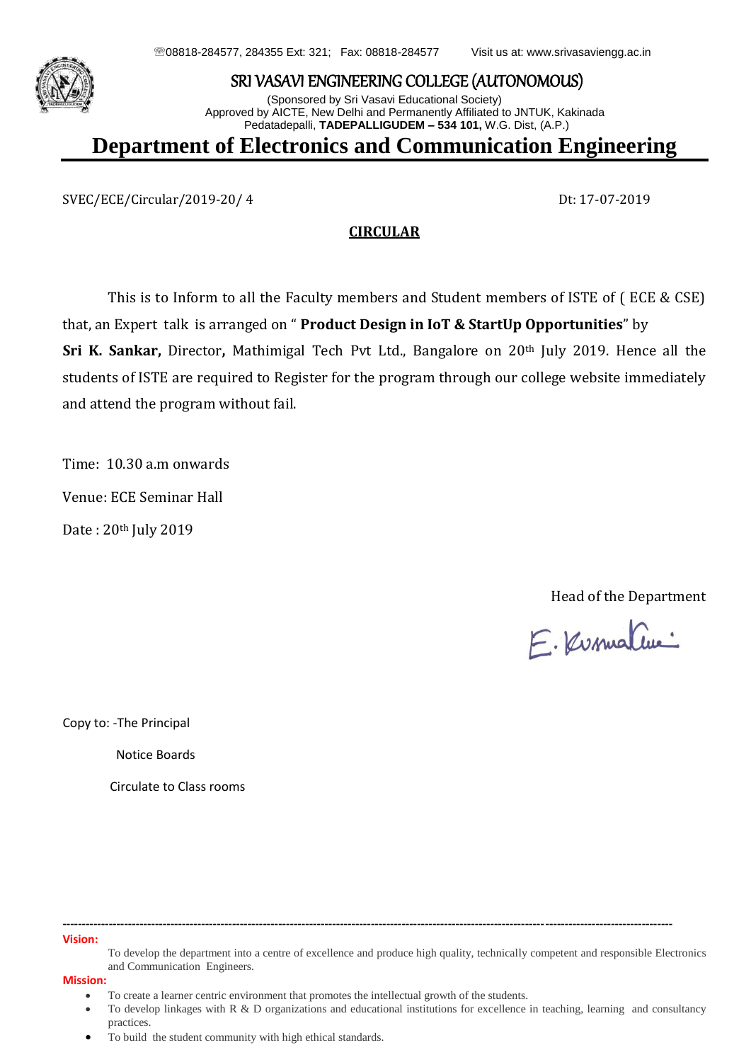☏08818-284577, 284355 Ext: 321; Fax: 08818-284577 Visit us at: www.srivasaviengg.ac.in

SRI VASAVI ENGINEERING COLLEGE (AUTONOMOUS)

(Sponsored by Sri Vasavi Educational Society)
Approved by AICTE, New Delhi and Permanently Affiliated to JNTUK, Kakinada
Pedatadepalli, **TADEPALLIGUDEM – 534 101,** W.G. Dist, (A.P.)

# Department of Electronics and Communication Engineering

SVEC/ECE/Circular/2019-20/ 4 Dt: 17-07-2019

**CIRCULAR**

This is to Inform to all the Faculty members and Student members of ISTE of ( ECE & CSE) that, an Expert talk is arranged on " **Product Design in IoT & StartUp Opportunities**" by **Sri K. Sankar,** Director**,** Mathimigal Tech Pvt Ltd., Bangalore on 20th July 2019. Hence all the students of ISTE are required to Register for the program through our college website immediately and attend the program without fail.

Time: 10.30 a.m onwards

Venue: ECE Seminar Hall

Date : 20th July 2019

Head of the Department

E. Kusumakumari

Copy to: -The Principal

Notice Boards

Circulate to Class rooms

---

**Vision:**

To develop the department into a centre of excellence and produce high quality, technically competent and responsible Electronics and Communication Engineers.

**Mission:**

- To create a learner centric environment that promotes the intellectual growth of the students.
- To develop linkages with R & D organizations and educational institutions for excellence in teaching, learning and consultancy practices.
- To build the student community with high ethical standards.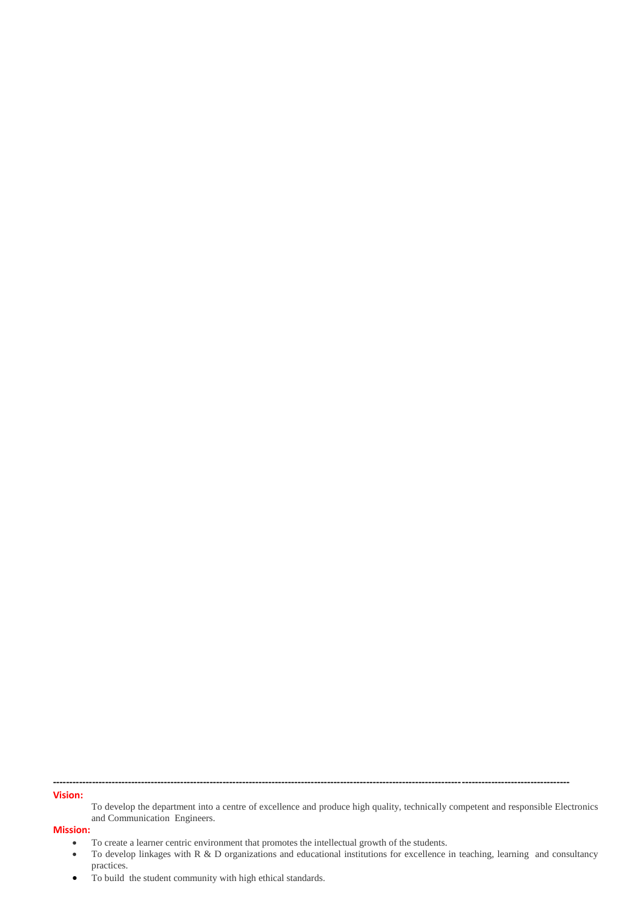---

**Vision:**

To develop the department into a centre of excellence and produce high quality, technically competent and responsible Electronics and Communication Engineers.

**Mission:**

- To create a learner centric environment that promotes the intellectual growth of the students.
- To develop linkages with R & D organizations and educational institutions for excellence in teaching, learning and consultancy practices.
- To build the student community with high ethical standards.